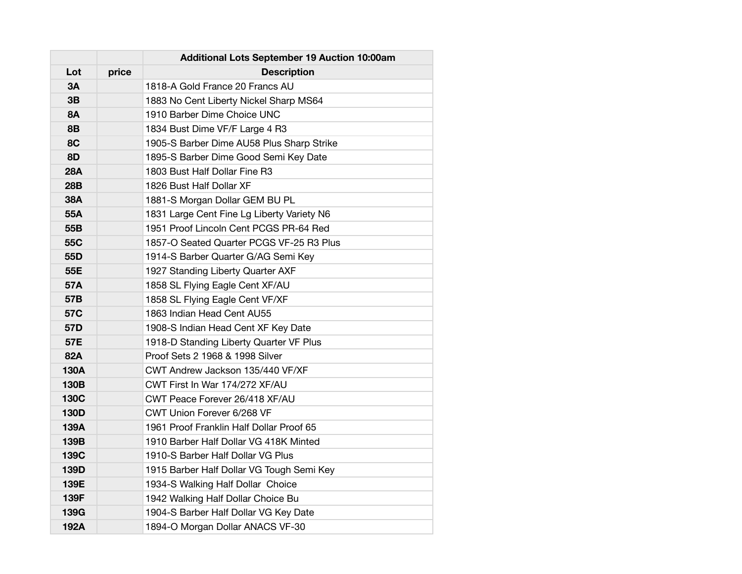| | | Additional Lots September 19 Auction 10:00am |
|---|---|---|
| **Lot** | **price** | **Description** |
| **3A** | | 1818-A Gold France 20 Francs AU |
| **3B** | | 1883 No Cent Liberty Nickel Sharp MS64 |
| **8A** | | 1910 Barber Dime Choice UNC |
| **8B** | | 1834 Bust Dime VF/F Large 4 R3 |
| **8C** | | 1905-S Barber Dime AU58 Plus Sharp Strike |
| **8D** | | 1895-S Barber Dime Good Semi Key Date |
| **28A** | | 1803 Bust Half Dollar Fine R3 |
| **28B** | | 1826 Bust Half Dollar XF |
| **38A** | | 1881-S Morgan Dollar GEM BU PL |
| **55A** | | 1831 Large Cent Fine Lg Liberty Variety N6 |
| **55B** | | 1951 Proof Lincoln Cent PCGS PR-64 Red |
| **55C** | | 1857-O Seated Quarter PCGS VF-25 R3 Plus |
| **55D** | | 1914-S Barber Quarter G/AG Semi Key |
| **55E** | | 1927 Standing Liberty Quarter AXF |
| **57A** | | 1858 SL Flying Eagle Cent XF/AU |
| **57B** | | 1858 SL Flying Eagle Cent VF/XF |
| **57C** | | 1863 Indian Head Cent AU55 |
| **57D** | | 1908-S Indian Head Cent XF Key Date |
| **57E** | | 1918-D Standing Liberty Quarter VF Plus |
| **82A** | | Proof Sets 2 1968 & 1998 Silver |
| **130A** | | CWT Andrew Jackson 135/440 VF/XF |
| **130B** | | CWT First In War 174/272 XF/AU |
| **130C** | | CWT Peace Forever 26/418 XF/AU |
| **130D** | | CWT Union Forever 6/268 VF |
| **139A** | | 1961 Proof Franklin Half Dollar Proof 65 |
| **139B** | | 1910 Barber Half Dollar VG 418K Minted |
| **139C** | | 1910-S Barber Half Dollar VG Plus |
| **139D** | | 1915 Barber Half Dollar VG Tough Semi Key |
| **139E** | | 1934-S Walking Half Dollar  Choice |
| **139F** | | 1942 Walking Half Dollar Choice Bu |
| **139G** | | 1904-S Barber Half Dollar VG Key Date |
| **192A** | | 1894-O Morgan Dollar ANACS VF-30 |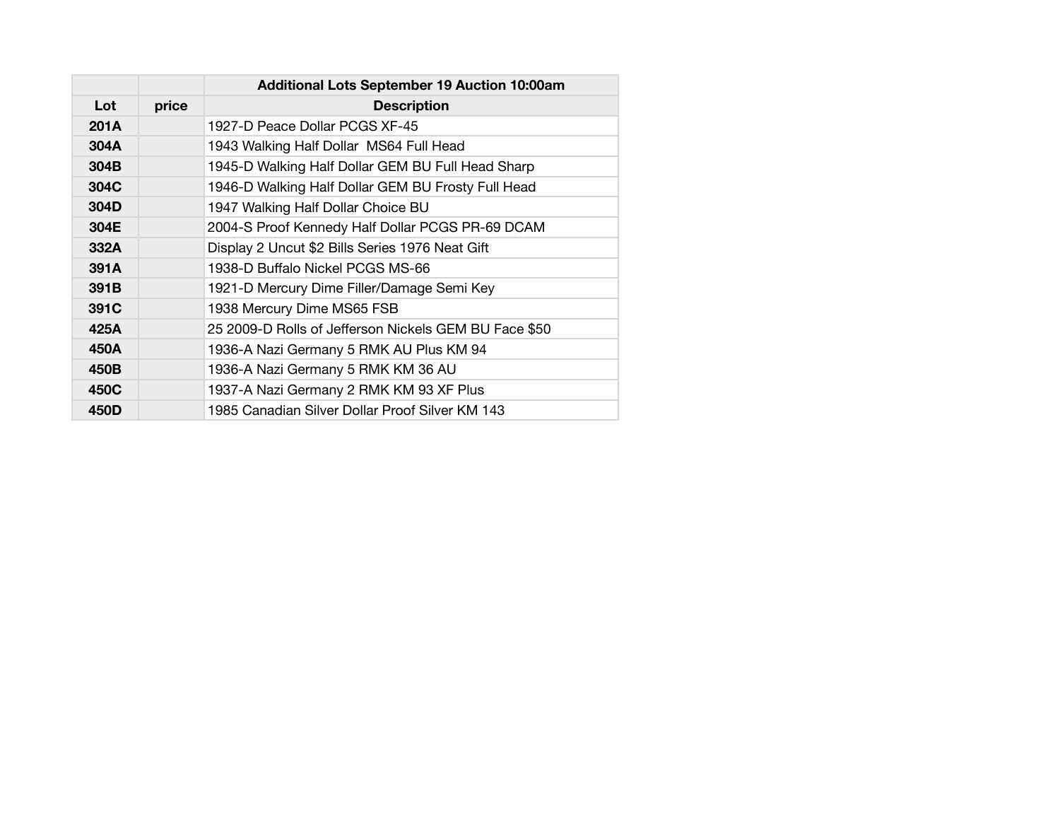| | | Additional Lots September 19 Auction 10:00am |
|---|---|---|
| **Lot** | **price** | **Description** |
| **201A** | | 1927-D Peace Dollar PCGS XF-45 |
| **304A** | | 1943 Walking Half Dollar  MS64 Full Head |
| **304B** | | 1945-D Walking Half Dollar GEM BU Full Head Sharp |
| **304C** | | 1946-D Walking Half Dollar GEM BU Frosty Full Head |
| **304D** | | 1947 Walking Half Dollar Choice BU |
| **304E** | | 2004-S Proof Kennedy Half Dollar PCGS PR-69 DCAM |
| **332A** | | Display 2 Uncut $2 Bills Series 1976 Neat Gift |
| **391A** | | 1938-D Buffalo Nickel PCGS MS-66 |
| **391B** | | 1921-D Mercury Dime Filler/Damage Semi Key |
| **391C** | | 1938 Mercury Dime MS65 FSB |
| **425A** | | 25 2009-D Rolls of Jefferson Nickels GEM BU Face $50 |
| **450A** | | 1936-A Nazi Germany 5 RMK AU Plus KM 94 |
| **450B** | | 1936-A Nazi Germany 5 RMK KM 36 AU |
| **450C** | | 1937-A Nazi Germany 2 RMK KM 93 XF Plus |
| **450D** | | 1985 Canadian Silver Dollar Proof Silver KM 143 |